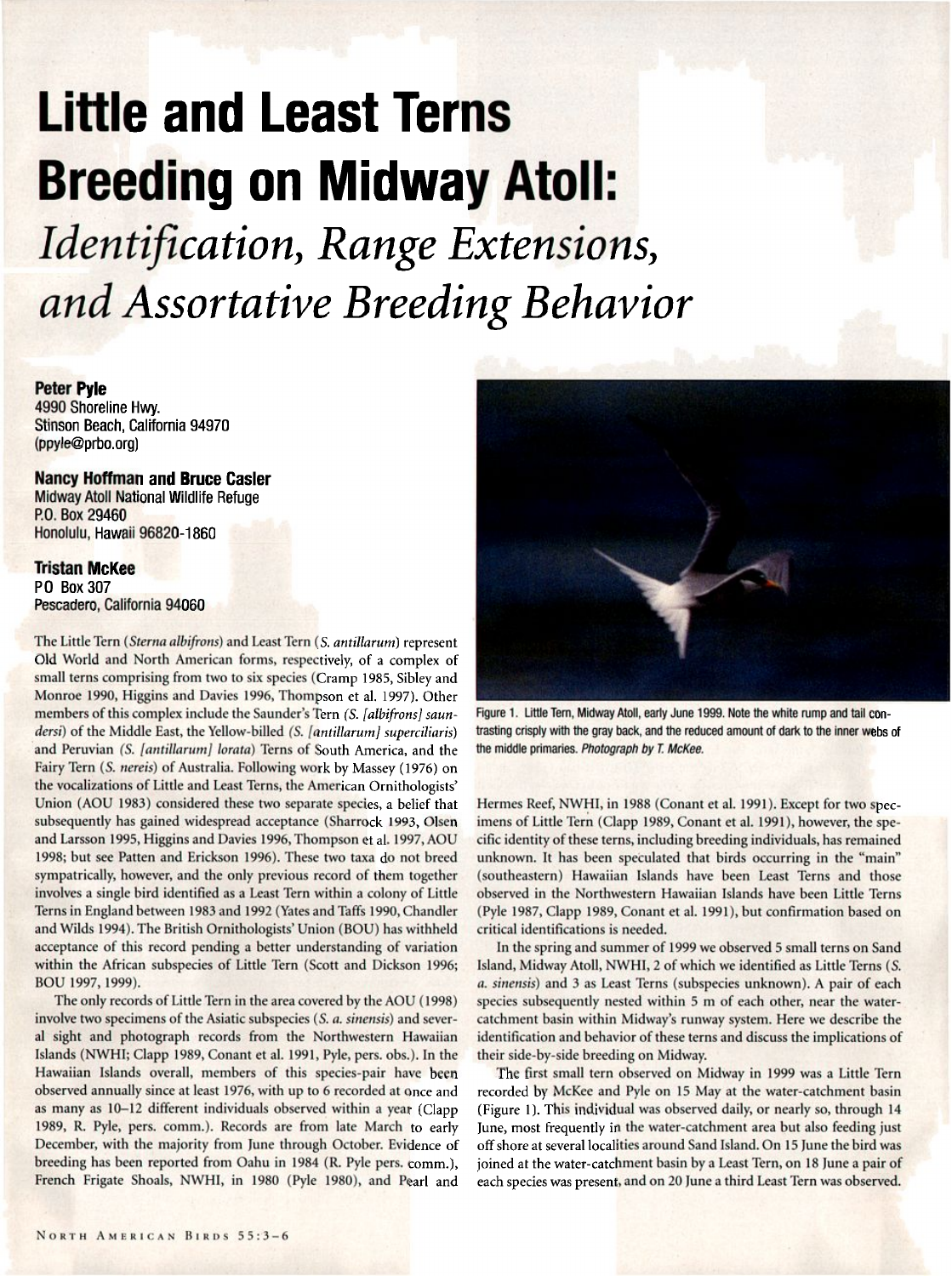# Little and Least Terns Breeding on Midway Atoll:

## *Identification, Range Extensions, and Assortative Breeding Behavior*

**Peter Pyle**
4990 Shoreline Hwy.
Stinson Beach, California 94970
(ppyle@prbo.org)

**Nancy Hoffman and Bruce Casler**
Midway Atoll National Wildlife Refuge
P.O. Box 29460
Honolulu, Hawaii 96820-1860

**Tristan McKee**
PO Box 307
Pescadero, California 94060

The Little Tern (*Sterna albifrons*) and Least Tern (*S. antillarum*) represent Old World and North American forms, respectively, of a complex of small terns comprising from two to six species (Cramp 1985, Sibley and Monroe 1990, Higgins and Davies 1996, Thompson et al. 1997). Other members of this complex include the Saunder's Tern *(S. [albifrons] saundersi)* of the Middle East, the Yellow-billed *(S. [antillarum] superciliaris)* and Peruvian *(S. [antillarum] lorata)* Terns of South America, and the Fairy Tern (*S. nereis*) of Australia. Following work by Massey (1976) on the vocalizations of Little and Least Terns, the American Ornithologists' Union (AOU 1983) considered these two separate species, a belief that subsequently has gained widespread acceptance (Sharrock 1993, Olsen and Larsson 1995, Higgins and Davies 1996, Thompson et al. 1997, AOU 1998; but see Patten and Erickson 1996). These two taxa do not breed sympatrically, however, and the only previous record of them together involves a single bird identified as a Least Tern within a colony of Little Terns in England between 1983 and 1992 (Yates and Taffs 1990, Chandler and Wilds 1994). The British Ornithologists' Union (BOU) has withheld acceptance of this record pending a better understanding of variation within the African subspecies of Little Tern (Scott and Dickson 1996; BOU 1997, 1999).

The only records of Little Tern in the area covered by the AOU (1998) involve two specimens of the Asiatic subspecies (*S. a. sinensis*) and several sight and photograph records from the Northwestern Hawaiian Islands (NWHI; Clapp 1989, Conant et al. 1991, Pyle, pers. obs.). In the Hawaiian Islands overall, members of this species-pair have been observed annually since at least 1976, with up to 6 recorded at once and as many as 10–12 different individuals observed within a year (Clapp 1989, R. Pyle, pers. comm.). Records are from late March to early December, with the majority from June through October. Evidence of breeding has been reported from Oahu in 1984 (R. Pyle pers. comm.), French Frigate Shoals, NWHI, in 1980 (Pyle 1980), and Pearl and Hermes Reef, NWHI, in 1988 (Conant et al. 1991). Except for two specimens of Little Tern (Clapp 1989, Conant et al. 1991), however, the specific identity of these terns, including breeding individuals, has remained unknown. It has been speculated that birds occurring in the "main" (southeastern) Hawaiian Islands have been Least Terns and those observed in the Northwestern Hawaiian Islands have been Little Terns (Pyle 1987, Clapp 1989, Conant et al. 1991), but confirmation based on critical identifications is needed.

Figure 1. Little Tern, Midway Atoll, early June 1999. Note the white rump and tail contrasting crisply with the gray back, and the reduced amount of dark to the inner webs of the middle primaries. *Photograph by T. McKee.*

In the spring and summer of 1999 we observed 5 small terns on Sand Island, Midway Atoll, NWHI, 2 of which we identified as Little Terns (*S. a. sinensis*) and 3 as Least Terns (subspecies unknown). A pair of each species subsequently nested within 5 m of each other, near the water-catchment basin within Midway's runway system. Here we describe the identification and behavior of these terns and discuss the implications of their side-by-side breeding on Midway.

The first small tern observed on Midway in 1999 was a Little Tern recorded by McKee and Pyle on 15 May at the water-catchment basin (Figure 1). This individual was observed daily, or nearly so, through 14 June, most frequently in the water-catchment area but also feeding just off shore at several localities around Sand Island. On 15 June the bird was joined at the water-catchment basin by a Least Tern, on 18 June a pair of each species was present, and on 20 June a third Least Tern was observed.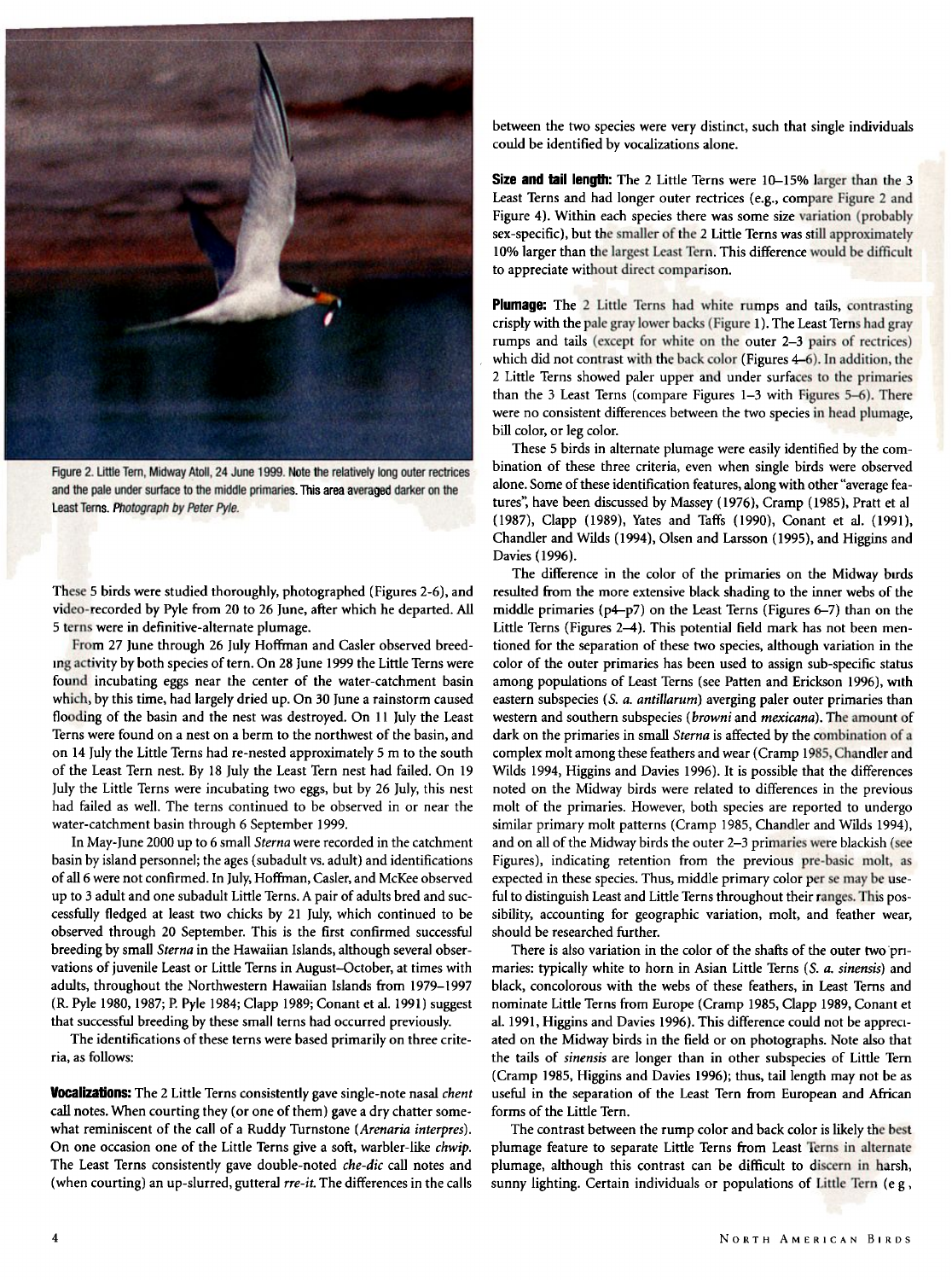Figure 2. Little Tern, Midway Atoll, 24 June 1999. Note the relatively long outer rectrices and the pale under surface to the middle primaries. This area averaged darker on the Least Terns. *Photograph by Peter Pyle.*

These 5 birds were studied thoroughly, photographed (Figures 2-6), and video-recorded by Pyle from 20 to 26 June, after which he departed. All 5 terns were in definitive-alternate plumage.

From 27 June through 26 July Hoffman and Casler observed breeding activity by both species of tern. On 28 June 1999 the Little Terns were found incubating eggs near the center of the water-catchment basin which, by this time, had largely dried up. On 30 June a rainstorm caused flooding of the basin and the nest was destroyed. On 11 July the Least Terns were found on a nest on a berm to the northwest of the basin, and on 14 July the Little Terns had re-nested approximately 5 m to the south of the Least Tern nest. By 18 July the Least Tern nest had failed. On 19 July the Little Terns were incubating two eggs, but by 26 July, this nest had failed as well. The terns continued to be observed in or near the water-catchment basin through 6 September 1999.

In May-June 2000 up to 6 small *Sterna* were recorded in the catchment basin by island personnel; the ages (subadult vs. adult) and identifications of all 6 were not confirmed. In July, Hoffman, Casler, and McKee observed up to 3 adult and one subadult Little Terns. A pair of adults bred and successfully fledged at least two chicks by 21 July, which continued to be observed through 20 September. This is the first confirmed successful breeding by small *Sterna* in the Hawaiian Islands, although several observations of juvenile Least or Little Terns in August–October, at times with adults, throughout the Northwestern Hawaiian Islands from 1979–1997 (R. Pyle 1980, 1987; P. Pyle 1984; Clapp 1989; Conant et al. 1991) suggest that successful breeding by these small terns had occurred previously.

The identifications of these terns were based primarily on three criteria, as follows:

**Vocalizations:** The 2 Little Terns consistently gave single-note nasal *chent* call notes. When courting they (or one of them) gave a dry chatter somewhat reminiscent of the call of a Ruddy Turnstone (*Arenaria interpres*). On one occasion one of the Little Terns give a soft, warbler-like *chwip*. The Least Terns consistently gave double-noted *che-dic* call notes and (when courting) an up-slurred, gutteral *rre-it*. The differences in the calls between the two species were very distinct, such that single individuals could be identified by vocalizations alone.

**Size and tail length:** The 2 Little Terns were 10–15% larger than the 3 Least Terns and had longer outer rectrices (e.g., compare Figure 2 and Figure 4). Within each species there was some size variation (probably sex-specific), but the smaller of the 2 Little Terns was still approximately 10% larger than the largest Least Tern. This difference would be difficult to appreciate without direct comparison.

**Plumage:** The 2 Little Terns had white rumps and tails, contrasting crisply with the pale gray lower backs (Figure 1). The Least Terns had gray rumps and tails (except for white on the outer 2–3 pairs of rectrices) which did not contrast with the back color (Figures 4–6). In addition, the 2 Little Terns showed paler upper and under surfaces to the primaries than the 3 Least Terns (compare Figures 1–3 with Figures 5–6). There were no consistent differences between the two species in head plumage, bill color, or leg color.

These 5 birds in alternate plumage were easily identified by the combination of these three criteria, even when single birds were observed alone. Some of these identification features, along with other "average features", have been discussed by Massey (1976), Cramp (1985), Pratt et al (1987), Clapp (1989), Yates and Taffs (1990), Conant et al. (1991), Chandler and Wilds (1994), Olsen and Larsson (1995), and Higgins and Davies (1996).

The difference in the color of the primaries on the Midway birds resulted from the more extensive black shading to the inner webs of the middle primaries (p4–p7) on the Least Terns (Figures 6–7) than on the Little Terns (Figures 2–4). This potential field mark has not been mentioned for the separation of these two species, although variation in the color of the outer primaries has been used to assign sub-specific status among populations of Least Terns (see Patten and Erickson 1996), with eastern subspecies (*S. a. antillarum*) averging paler outer primaries than western and southern subspecies (*browni* and *mexicana*). The amount of dark on the primaries in small *Sterna* is affected by the combination of a complex molt among these feathers and wear (Cramp 1985, Chandler and Wilds 1994, Higgins and Davies 1996). It is possible that the differences noted on the Midway birds were related to differences in the previous molt of the primaries. However, both species are reported to undergo similar primary molt patterns (Cramp 1985, Chandler and Wilds 1994), and on all of the Midway birds the outer 2–3 primaries were blackish (see Figures), indicating retention from the previous pre-basic molt, as expected in these species. Thus, middle primary color per se may be useful to distinguish Least and Little Terns throughout their ranges. This possibility, accounting for geographic variation, molt, and feather wear, should be researched further.

There is also variation in the color of the shafts of the outer two primaries: typically white to horn in Asian Little Terns (*S. a. sinensis*) and black, concolorous with the webs of these feathers, in Least Terns and nominate Little Terns from Europe (Cramp 1985, Clapp 1989, Conant et al. 1991, Higgins and Davies 1996). This difference could not be appreciated on the Midway birds in the field or on photographs. Note also that the tails of *sinensis* are longer than in other subspecies of Little Tern (Cramp 1985, Higgins and Davies 1996); thus, tail length may not be as useful in the separation of the Least Tern from European and African forms of the Little Tern.

The contrast between the rump color and back color is likely the best plumage feature to separate Little Terns from Least Terns in alternate plumage, although this contrast can be difficult to discern in harsh, sunny lighting. Certain individuals or populations of Little Tern (e g ,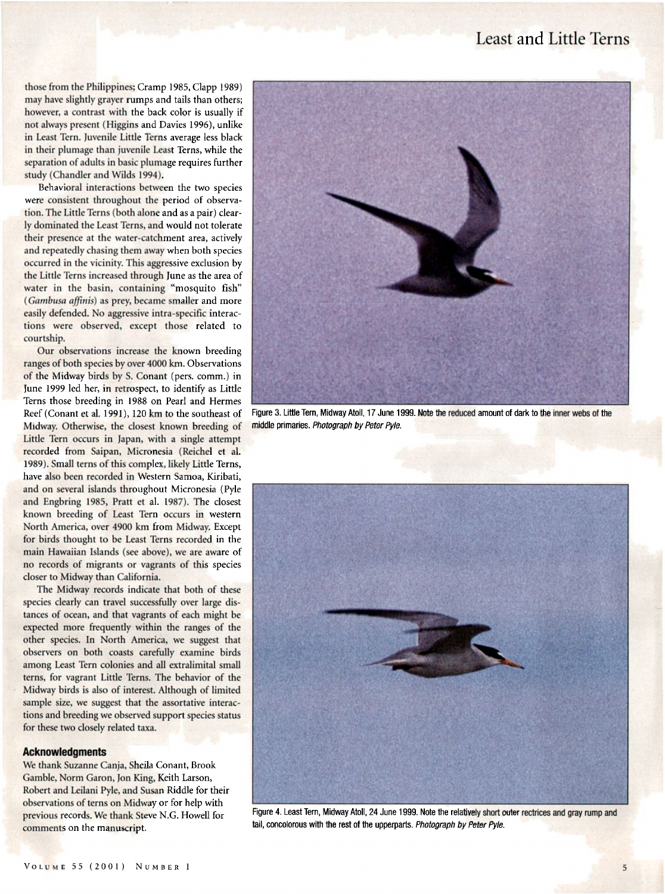those from the Philippines; Cramp 1985, Clapp 1989) may have slightly grayer rumps and tails than others; however, a contrast with the back color is usually if not always present (Higgins and Davies 1996), unlike in Least Tern. Juvenile Little Terns average less black in their plumage than juvenile Least Terns, while the separation of adults in basic plumage requires further study (Chandler and Wilds 1994).

Behavioral interactions between the two species were consistent throughout the period of observation. The Little Terns (both alone and as a pair) clearly dominated the Least Terns, and would not tolerate their presence at the water-catchment area, actively and repeatedly chasing them away when both species occurred in the vicinity. This aggressive exclusion by the Little Terns increased through June as the area of water in the basin, containing "mosquito fish" (*Gambusa affinis*) as prey, became smaller and more easily defended. No aggressive intra-specific interactions were observed, except those related to courtship.

Our observations increase the known breeding ranges of both species by over 4000 km. Observations of the Midway birds by S. Conant (pers. comm.) in June 1999 led her, in retrospect, to identify as Little Terns those breeding in 1988 on Pearl and Hermes Reef (Conant et al. 1991), 120 km to the southeast of Midway. Otherwise, the closest known breeding of Little Tern occurs in Japan, with a single attempt recorded from Saipan, Micronesia (Reichel et al. 1989). Small terns of this complex, likely Little Terns, have also been recorded in Western Samoa, Kiribati, and on several islands throughout Micronesia (Pyle and Engbring 1985, Pratt et al. 1987). The closest known breeding of Least Tern occurs in western North America, over 4900 km from Midway. Except for birds thought to be Least Terns recorded in the main Hawaiian Islands (see above), we are aware of no records of migrants or vagrants of this species closer to Midway than California.

The Midway records indicate that both of these species clearly can travel successfully over large distances of ocean, and that vagrants of each might be expected more frequently within the ranges of the other species. In North America, we suggest that observers on both coasts carefully examine birds among Least Tern colonies and all extralimital small terns, for vagrant Little Terns. The behavior of the Midway birds is also of interest. Although of limited sample size, we suggest that the assortative interactions and breeding we observed support species status for these two closely related taxa.

## Acknowledgments

We thank Suzanne Canja, Sheila Conant, Brook Gamble, Norm Garon, Jon King, Keith Larson, Robert and Leilani Pyle, and Susan Riddle for their observations of terns on Midway or for help with previous records. We thank Steve N.G. Howell for comments on the manuscript.

Figure 3. Little Tern, Midway Atoll, 17 June 1999. Note the reduced amount of dark to the inner webs of the middle primaries. *Photograph by Peter Pyle.*

Figure 4. Least Tern, Midway Atoll, 24 June 1999. Note the relatively short outer rectrices and gray rump and tail, concolorous with the rest of the upperparts. *Photograph by Peter Pyle.*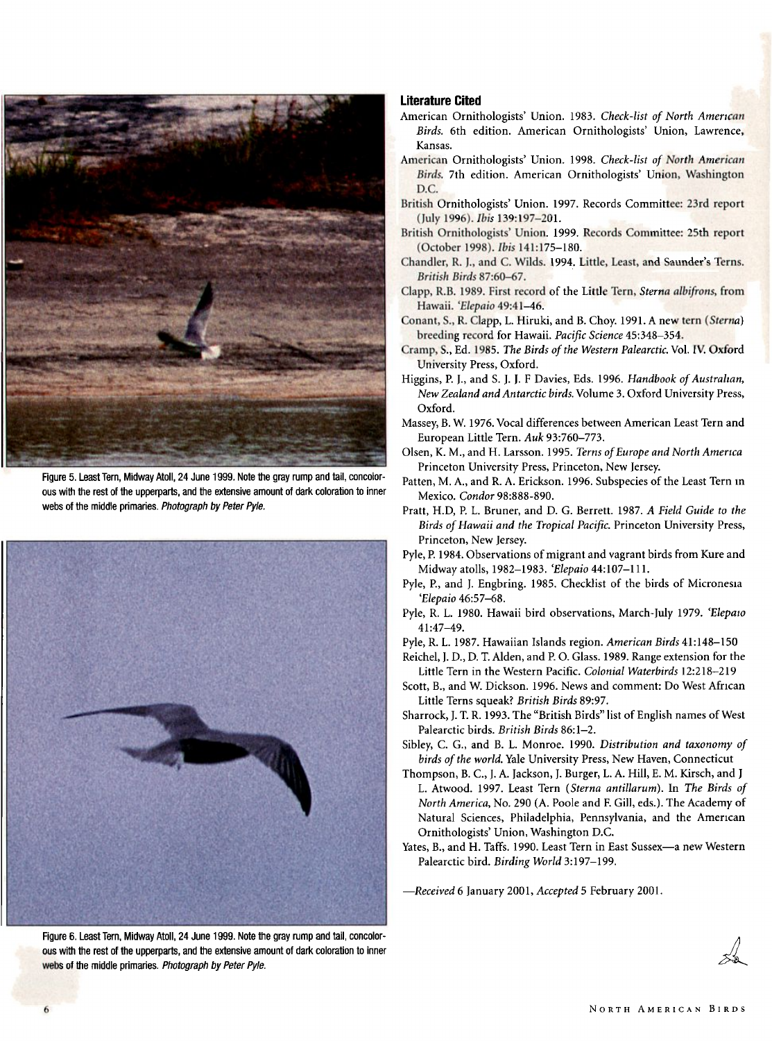Figure 5. Least Tern, Midway Atoll, 24 June 1999. Note the gray rump and tail, concolorous with the rest of the upperparts, and the extensive amount of dark coloration to inner webs of the middle primaries. *Photograph by Peter Pyle.*

Figure 6. Least Tern, Midway Atoll, 24 June 1999. Note the gray rump and tail, concolorous with the rest of the upperparts, and the extensive amount of dark coloration to inner webs of the middle primaries. *Photograph by Peter Pyle.*

## Literature Cited

American Ornithologists' Union. 1983. *Check-list of North American Birds.* 6th edition. American Ornithologists' Union, Lawrence, Kansas.

American Ornithologists' Union. 1998. *Check-list of North American Birds.* 7th edition. American Ornithologists' Union, Washington D.C.

British Ornithologists' Union. 1997. Records Committee: 23rd report (July 1996). *Ibis* 139:197–201.

British Ornithologists' Union. 1999. Records Committee: 25th report (October 1998). *Ibis* 141:175–180.

Chandler, R. J., and C. Wilds. 1994. Little, Least, and Saunder's Terns. *British Birds* 87:60–67.

Clapp, R.B. 1989. First record of the Little Tern, *Sterna albifrons*, from Hawaii. *'Elepaio* 49:41–46.

Conant, S., R. Clapp, L. Hiruki, and B. Choy. 1991. A new tern (*Sterna*) breeding record for Hawaii. *Pacific Science* 45:348–354.

Cramp, S., Ed. 1985. *The Birds of the Western Palearctic.* Vol. IV. Oxford University Press, Oxford.

Higgins, P. J., and S. J. J. F Davies, Eds. 1996. *Handbook of Australian, New Zealand and Antarctic birds.* Volume 3. Oxford University Press, Oxford.

Massey, B. W. 1976. Vocal differences between American Least Tern and European Little Tern. *Auk* 93:760–773.

Olsen, K. M., and H. Larsson. 1995. *Terns of Europe and North America* Princeton University Press, Princeton, New Jersey.

Patten, M. A., and R. A. Erickson. 1996. Subspecies of the Least Tern in Mexico. *Condor* 98:888-890.

Pratt, H.D, P. L. Bruner, and D. G. Berrett. 1987. *A Field Guide to the Birds of Hawaii and the Tropical Pacific.* Princeton University Press, Princeton, New Jersey.

Pyle, P. 1984. Observations of migrant and vagrant birds from Kure and Midway atolls, 1982–1983. *'Elepaio* 44:107–111.

Pyle, P., and J. Engbring. 1985. Checklist of the birds of Micronesia *'Elepaio* 46:57–68.

Pyle, R. L. 1980. Hawaii bird observations, March-July 1979. *'Elepaio* 41:47–49.

Pyle, R. L. 1987. Hawaiian Islands region. *American Birds* 41:148–150

Reichel, J. D., D. T. Alden, and P. O. Glass. 1989. Range extension for the Little Tern in the Western Pacific. *Colonial Waterbirds* 12:218–219

Scott, B., and W. Dickson. 1996. News and comment: Do West African Little Terns squeak? *British Birds* 89:97.

Sharrock, J. T. R. 1993. The "British Birds" list of English names of West Palearctic birds. *British Birds* 86:1–2.

Sibley, C. G., and B. L. Monroe. 1990. *Distribution and taxonomy of birds of the world.* Yale University Press, New Haven, Connecticut

Thompson, B. C., J. A. Jackson, J. Burger, L. A. Hill, E. M. Kirsch, and J L. Atwood. 1997. Least Tern (*Sterna antillarum*). In *The Birds of North America*, No. 290 (A. Poole and F. Gill, eds.). The Academy of Natural Sciences, Philadelphia, Pennsylvania, and the American Ornithologists' Union, Washington D.C.

Yates, B., and H. Taffs. 1990. Least Tern in East Sussex—a new Western Palearctic bird. *Birding World* 3:197–199.

—*Received* 6 January 2001, *Accepted* 5 February 2001.